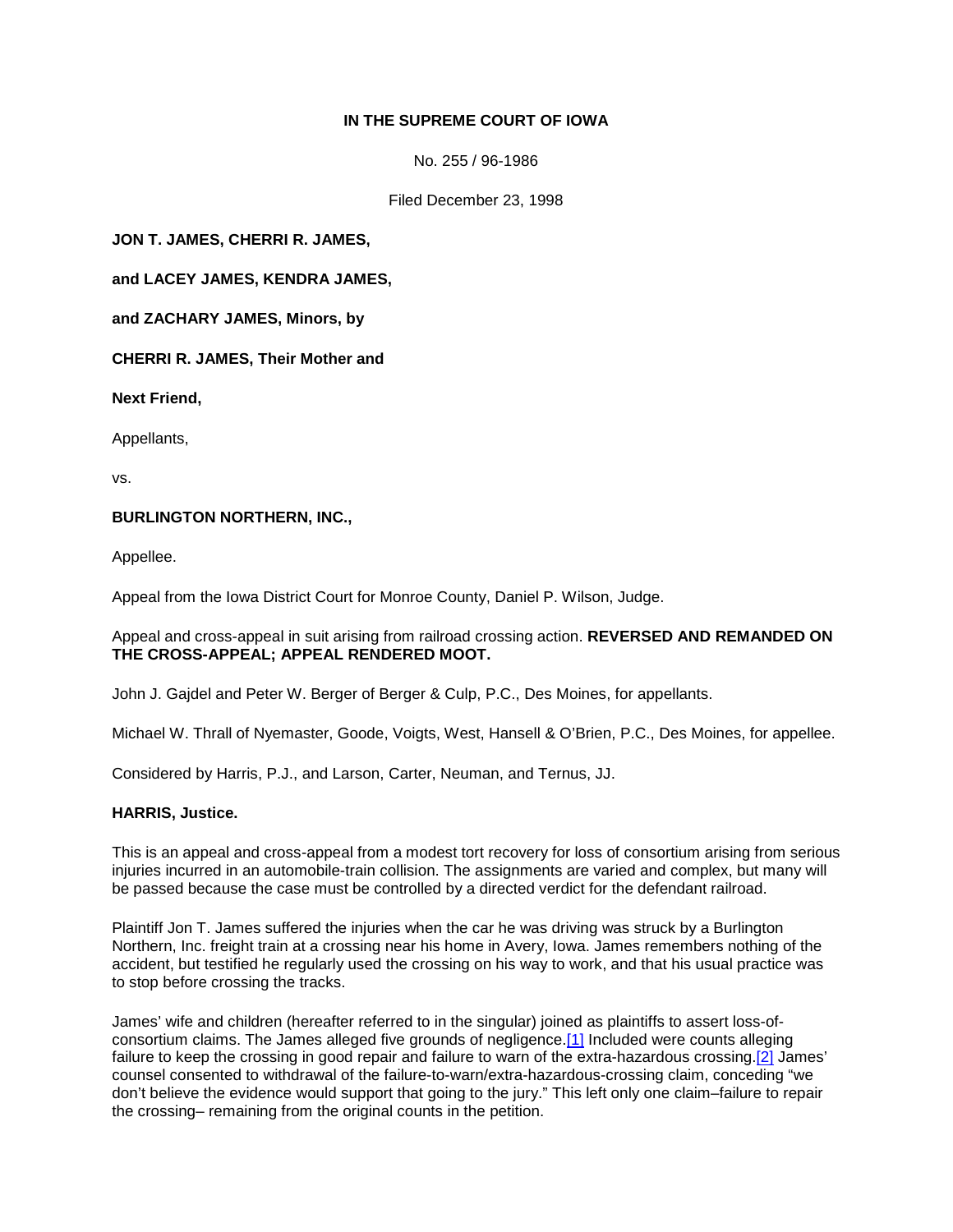**IN THE SUPREME COURT OF IOWA**

No. 255 / 96-1986

Filed December 23, 1998

**JON T. JAMES, CHERRI R. JAMES,**

**and LACEY JAMES, KENDRA JAMES,**

**and ZACHARY JAMES, Minors, by**

**CHERRI R. JAMES, Their Mother and**

**Next Friend,**

Appellants,

vs.

**BURLINGTON NORTHERN, INC.,**

Appellee.

Appeal from the Iowa District Court for Monroe County, Daniel P. Wilson, Judge.

Appeal and cross-appeal in suit arising from railroad crossing action. **REVERSED AND REMANDED ON THE CROSS-APPEAL; APPEAL RENDERED MOOT.**

John J. Gajdel and Peter W. Berger of Berger & Culp, P.C., Des Moines, for appellants.

Michael W. Thrall of Nyemaster, Goode, Voigts, West, Hansell & O'Brien, P.C., Des Moines, for appellee.

Considered by Harris, P.J., and Larson, Carter, Neuman, and Ternus, JJ.

**HARRIS, Justice.**

This is an appeal and cross-appeal from a modest tort recovery for loss of consortium arising from serious injuries incurred in an automobile-train collision. The assignments are varied and complex, but many will be passed because the case must be controlled by a directed verdict for the defendant railroad.

Plaintiff Jon T. James suffered the injuries when the car he was driving was struck by a Burlington Northern, Inc. freight train at a crossing near his home in Avery, Iowa. James remembers nothing of the accident, but testified he regularly used the crossing on his way to work, and that his usual practice was to stop before crossing the tracks.

James' wife and children (hereafter referred to in the singular) joined as plaintiffs to assert loss-of-consortium claims. The James alleged five grounds of negligence.[1] Included were counts alleging failure to keep the crossing in good repair and failure to warn of the extra-hazardous crossing.[2] James' counsel consented to withdrawal of the failure-to-warn/extra-hazardous-crossing claim, conceding "we don't believe the evidence would support that going to the jury." This left only one claim–failure to repair the crossing– remaining from the original counts in the petition.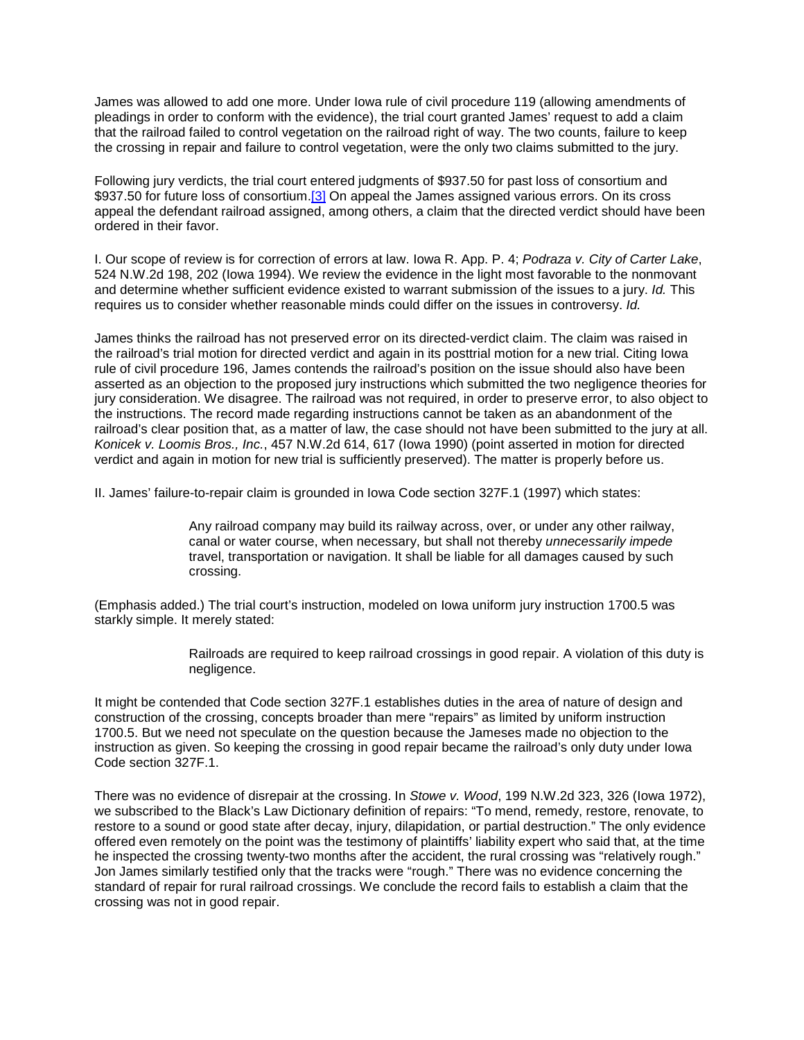James was allowed to add one more. Under Iowa rule of civil procedure 119 (allowing amendments of pleadings in order to conform with the evidence), the trial court granted James' request to add a claim that the railroad failed to control vegetation on the railroad right of way. The two counts, failure to keep the crossing in repair and failure to control vegetation, were the only two claims submitted to the jury.

Following jury verdicts, the trial court entered judgments of $937.50 for past loss of consortium and $937.50 for future loss of consortium.[3] On appeal the James assigned various errors. On its cross appeal the defendant railroad assigned, among others, a claim that the directed verdict should have been ordered in their favor.

I. Our scope of review is for correction of errors at law. Iowa R. App. P. 4; *Podraza v. City of Carter Lake*, 524 N.W.2d 198, 202 (Iowa 1994). We review the evidence in the light most favorable to the nonmovant and determine whether sufficient evidence existed to warrant submission of the issues to a jury. *Id.* This requires us to consider whether reasonable minds could differ on the issues in controversy. *Id.*

James thinks the railroad has not preserved error on its directed-verdict claim. The claim was raised in the railroad's trial motion for directed verdict and again in its posttrial motion for a new trial. Citing Iowa rule of civil procedure 196, James contends the railroad's position on the issue should also have been asserted as an objection to the proposed jury instructions which submitted the two negligence theories for jury consideration. We disagree. The railroad was not required, in order to preserve error, to also object to the instructions. The record made regarding instructions cannot be taken as an abandonment of the railroad's clear position that, as a matter of law, the case should not have been submitted to the jury at all. *Konicek v. Loomis Bros., Inc.*, 457 N.W.2d 614, 617 (Iowa 1990) (point asserted in motion for directed verdict and again in motion for new trial is sufficiently preserved). The matter is properly before us.

II. James' failure-to-repair claim is grounded in Iowa Code section 327F.1 (1997) which states:

> Any railroad company may build its railway across, over, or under any other railway, canal or water course, when necessary, but shall not thereby *unnecessarily impede* travel, transportation or navigation. It shall be liable for all damages caused by such crossing.

(Emphasis added.) The trial court's instruction, modeled on Iowa uniform jury instruction 1700.5 was starkly simple. It merely stated:

> Railroads are required to keep railroad crossings in good repair. A violation of this duty is negligence.

It might be contended that Code section 327F.1 establishes duties in the area of nature of design and construction of the crossing, concepts broader than mere "repairs" as limited by uniform instruction 1700.5. But we need not speculate on the question because the Jameses made no objection to the instruction as given. So keeping the crossing in good repair became the railroad's only duty under Iowa Code section 327F.1.

There was no evidence of disrepair at the crossing. In *Stowe v. Wood*, 199 N.W.2d 323, 326 (Iowa 1972), we subscribed to the Black's Law Dictionary definition of repairs: "To mend, remedy, restore, renovate, to restore to a sound or good state after decay, injury, dilapidation, or partial destruction." The only evidence offered even remotely on the point was the testimony of plaintiffs' liability expert who said that, at the time he inspected the crossing twenty-two months after the accident, the rural crossing was "relatively rough." Jon James similarly testified only that the tracks were "rough." There was no evidence concerning the standard of repair for rural railroad crossings. We conclude the record fails to establish a claim that the crossing was not in good repair.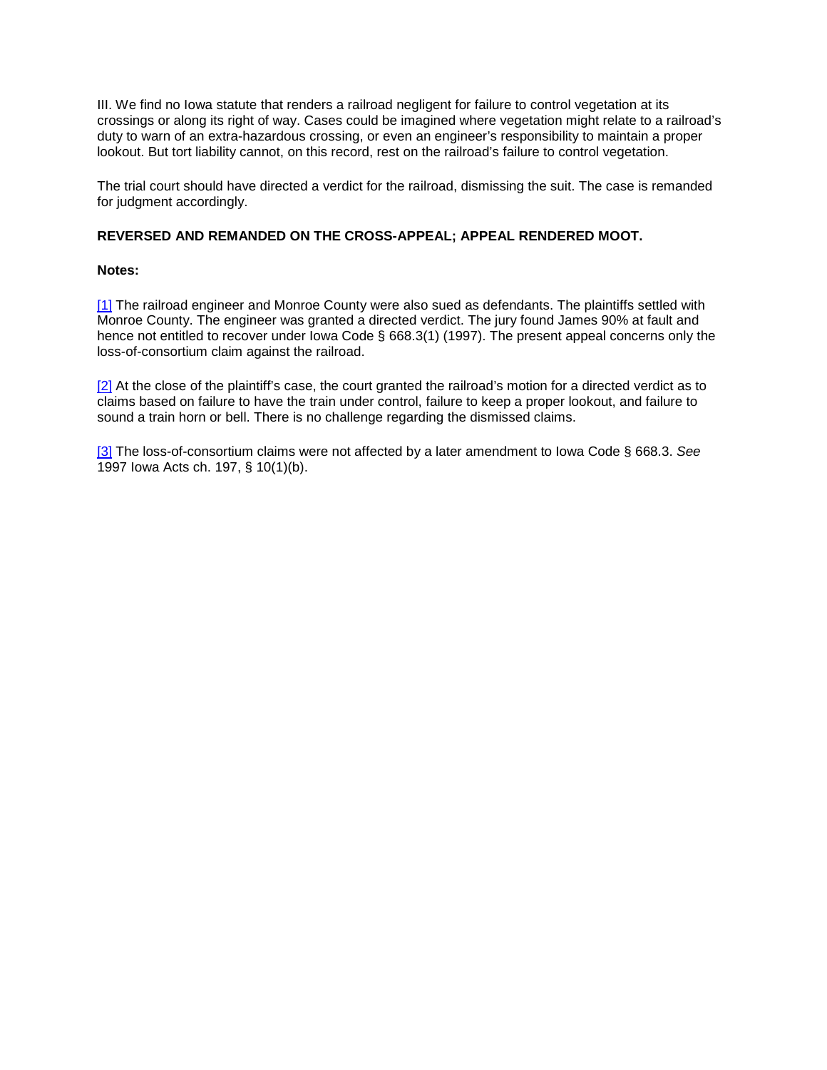III. We find no Iowa statute that renders a railroad negligent for failure to control vegetation at its crossings or along its right of way. Cases could be imagined where vegetation might relate to a railroad's duty to warn of an extra-hazardous crossing, or even an engineer's responsibility to maintain a proper lookout. But tort liability cannot, on this record, rest on the railroad's failure to control vegetation.

The trial court should have directed a verdict for the railroad, dismissing the suit. The case is remanded for judgment accordingly.

**REVERSED AND REMANDED ON THE CROSS-APPEAL; APPEAL RENDERED MOOT.**

**Notes:**

[1] The railroad engineer and Monroe County were also sued as defendants. The plaintiffs settled with Monroe County. The engineer was granted a directed verdict. The jury found James 90% at fault and hence not entitled to recover under Iowa Code § 668.3(1) (1997). The present appeal concerns only the loss-of-consortium claim against the railroad.

[2] At the close of the plaintiff's case, the court granted the railroad's motion for a directed verdict as to claims based on failure to have the train under control, failure to keep a proper lookout, and failure to sound a train horn or bell. There is no challenge regarding the dismissed claims.

[3] The loss-of-consortium claims were not affected by a later amendment to Iowa Code § 668.3. *See* 1997 Iowa Acts ch. 197, § 10(1)(b).